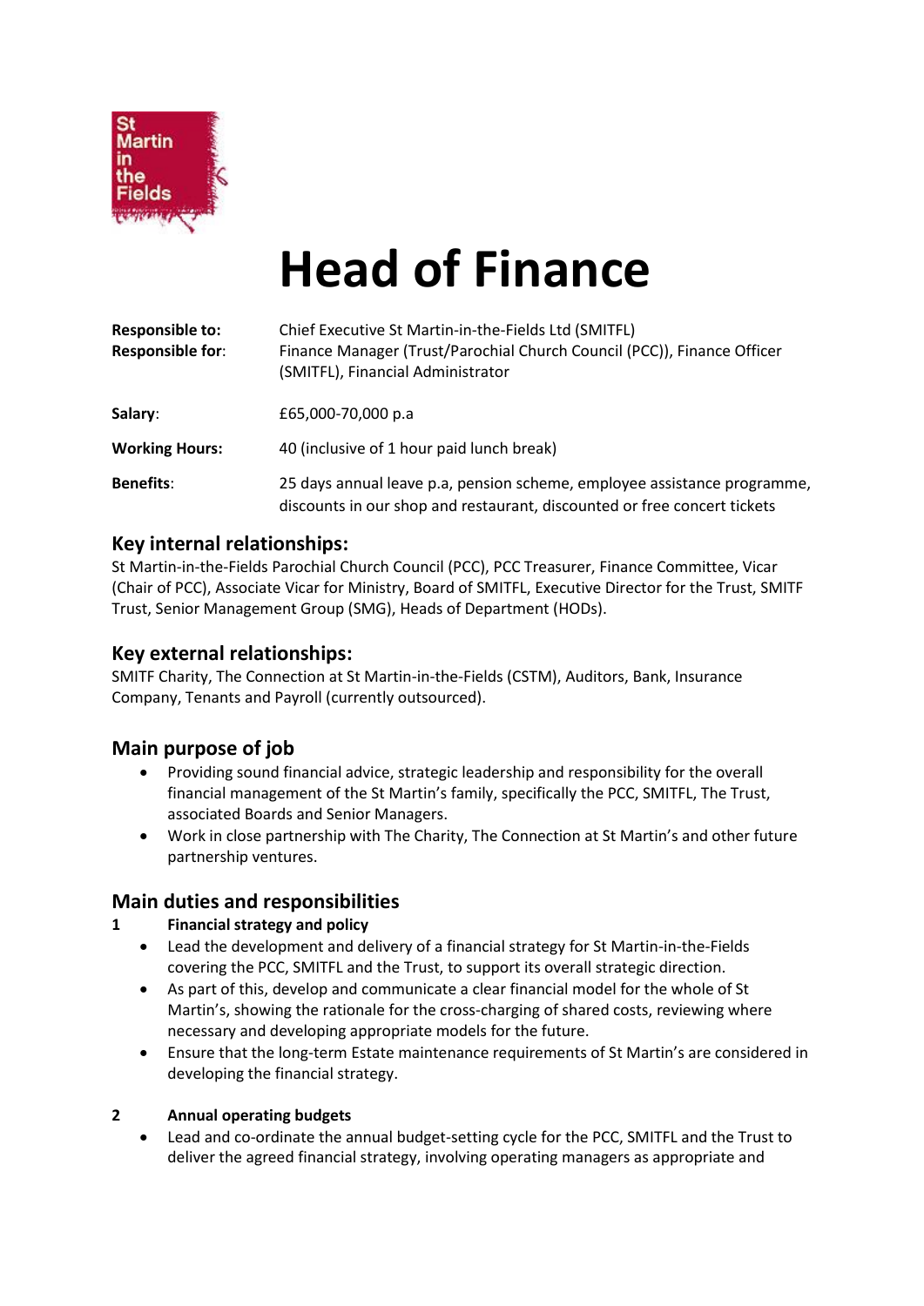# Head of Finance

| | |
|---|---|
| **Responsible to:** | Chief Executive St Martin-in-the-Fields Ltd (SMITFL) |
| **Responsible for:** | Finance Manager (Trust/Parochial Church Council (PCC)), Finance Officer (SMITFL), Financial Administrator |
| **Salary:** | £65,000-70,000 p.a |
| **Working Hours:** | 40 (inclusive of 1 hour paid lunch break) |
| **Benefits:** | 25 days annual leave p.a, pension scheme, employee assistance programme, discounts in our shop and restaurant, discounted or free concert tickets |

## Key internal relationships:

St Martin-in-the-Fields Parochial Church Council (PCC), PCC Treasurer, Finance Committee, Vicar (Chair of PCC), Associate Vicar for Ministry, Board of SMITFL, Executive Director for the Trust, SMITF Trust, Senior Management Group (SMG), Heads of Department (HODs).

## Key external relationships:

SMITF Charity, The Connection at St Martin-in-the-Fields (CSTM), Auditors, Bank, Insurance Company, Tenants and Payroll (currently outsourced).

## Main purpose of job

- Providing sound financial advice, strategic leadership and responsibility for the overall financial management of the St Martin's family, specifically the PCC, SMITFL, The Trust, associated Boards and Senior Managers.
- Work in close partnership with The Charity, The Connection at St Martin's and other future partnership ventures.

## Main duties and responsibilities

**1 Financial strategy and policy**

- Lead the development and delivery of a financial strategy for St Martin-in-the-Fields covering the PCC, SMITFL and the Trust, to support its overall strategic direction.
- As part of this, develop and communicate a clear financial model for the whole of St Martin's, showing the rationale for the cross-charging of shared costs, reviewing where necessary and developing appropriate models for the future.
- Ensure that the long-term Estate maintenance requirements of St Martin's are considered in developing the financial strategy.

**2 Annual operating budgets**

- Lead and co-ordinate the annual budget-setting cycle for the PCC, SMITFL and the Trust to deliver the agreed financial strategy, involving operating managers as appropriate and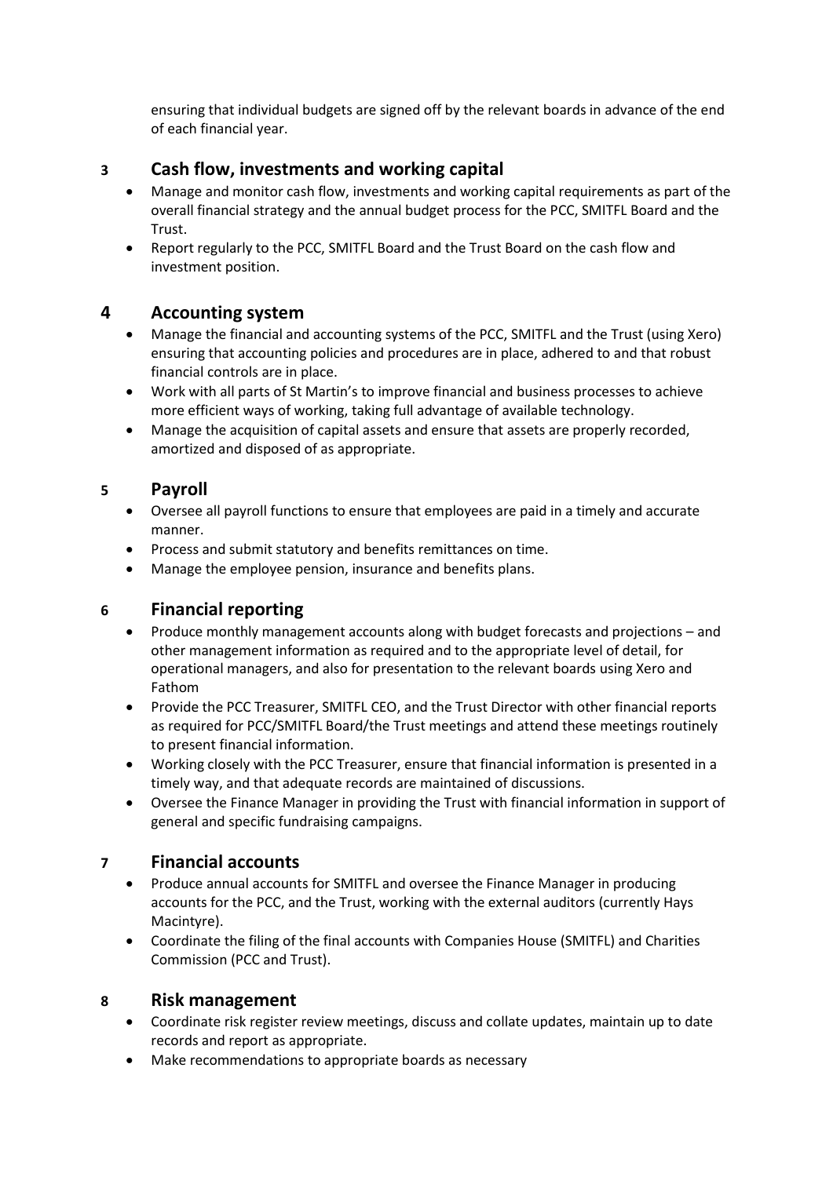ensuring that individual budgets are signed off by the relevant boards in advance of the end of each financial year.

## 3 Cash flow, investments and working capital

- Manage and monitor cash flow, investments and working capital requirements as part of the overall financial strategy and the annual budget process for the PCC, SMITFL Board and the Trust.
- Report regularly to the PCC, SMITFL Board and the Trust Board on the cash flow and investment position.

## 4 Accounting system

- Manage the financial and accounting systems of the PCC, SMITFL and the Trust (using Xero) ensuring that accounting policies and procedures are in place, adhered to and that robust financial controls are in place.
- Work with all parts of St Martin's to improve financial and business processes to achieve more efficient ways of working, taking full advantage of available technology.
- Manage the acquisition of capital assets and ensure that assets are properly recorded, amortized and disposed of as appropriate.

## 5 Payroll

- Oversee all payroll functions to ensure that employees are paid in a timely and accurate manner.
- Process and submit statutory and benefits remittances on time.
- Manage the employee pension, insurance and benefits plans.

## 6 Financial reporting

- Produce monthly management accounts along with budget forecasts and projections – and other management information as required and to the appropriate level of detail, for operational managers, and also for presentation to the relevant boards using Xero and Fathom
- Provide the PCC Treasurer, SMITFL CEO, and the Trust Director with other financial reports as required for PCC/SMITFL Board/the Trust meetings and attend these meetings routinely to present financial information.
- Working closely with the PCC Treasurer, ensure that financial information is presented in a timely way, and that adequate records are maintained of discussions.
- Oversee the Finance Manager in providing the Trust with financial information in support of general and specific fundraising campaigns.

## 7 Financial accounts

- Produce annual accounts for SMITFL and oversee the Finance Manager in producing accounts for the PCC, and the Trust, working with the external auditors (currently Hays Macintyre).
- Coordinate the filing of the final accounts with Companies House (SMITFL) and Charities Commission (PCC and Trust).

## 8 Risk management

- Coordinate risk register review meetings, discuss and collate updates, maintain up to date records and report as appropriate.
- Make recommendations to appropriate boards as necessary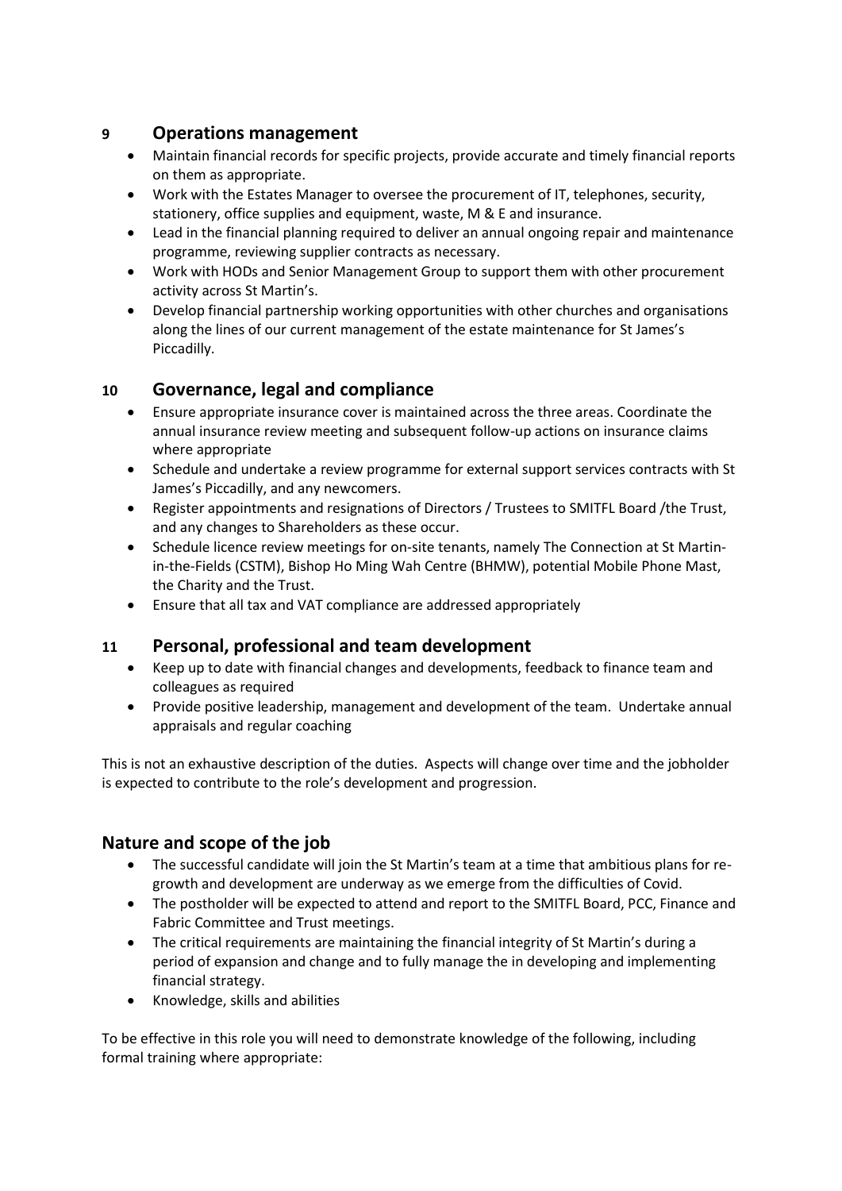## 9 Operations management

- Maintain financial records for specific projects, provide accurate and timely financial reports on them as appropriate.
- Work with the Estates Manager to oversee the procurement of IT, telephones, security, stationery, office supplies and equipment, waste, M & E and insurance.
- Lead in the financial planning required to deliver an annual ongoing repair and maintenance programme, reviewing supplier contracts as necessary.
- Work with HODs and Senior Management Group to support them with other procurement activity across St Martin's.
- Develop financial partnership working opportunities with other churches and organisations along the lines of our current management of the estate maintenance for St James's Piccadilly.

## 10 Governance, legal and compliance

- Ensure appropriate insurance cover is maintained across the three areas. Coordinate the annual insurance review meeting and subsequent follow-up actions on insurance claims where appropriate
- Schedule and undertake a review programme for external support services contracts with St James's Piccadilly, and any newcomers.
- Register appointments and resignations of Directors / Trustees to SMITFL Board /the Trust, and any changes to Shareholders as these occur.
- Schedule licence review meetings for on-site tenants, namely The Connection at St Martin-in-the-Fields (CSTM), Bishop Ho Ming Wah Centre (BHMW), potential Mobile Phone Mast, the Charity and the Trust.
- Ensure that all tax and VAT compliance are addressed appropriately

## 11 Personal, professional and team development

- Keep up to date with financial changes and developments, feedback to finance team and colleagues as required
- Provide positive leadership, management and development of the team. Undertake annual appraisals and regular coaching

This is not an exhaustive description of the duties. Aspects will change over time and the jobholder is expected to contribute to the role's development and progression.

## Nature and scope of the job

- The successful candidate will join the St Martin's team at a time that ambitious plans for re-growth and development are underway as we emerge from the difficulties of Covid.
- The postholder will be expected to attend and report to the SMITFL Board, PCC, Finance and Fabric Committee and Trust meetings.
- The critical requirements are maintaining the financial integrity of St Martin's during a period of expansion and change and to fully manage the in developing and implementing financial strategy.
- Knowledge, skills and abilities

To be effective in this role you will need to demonstrate knowledge of the following, including formal training where appropriate: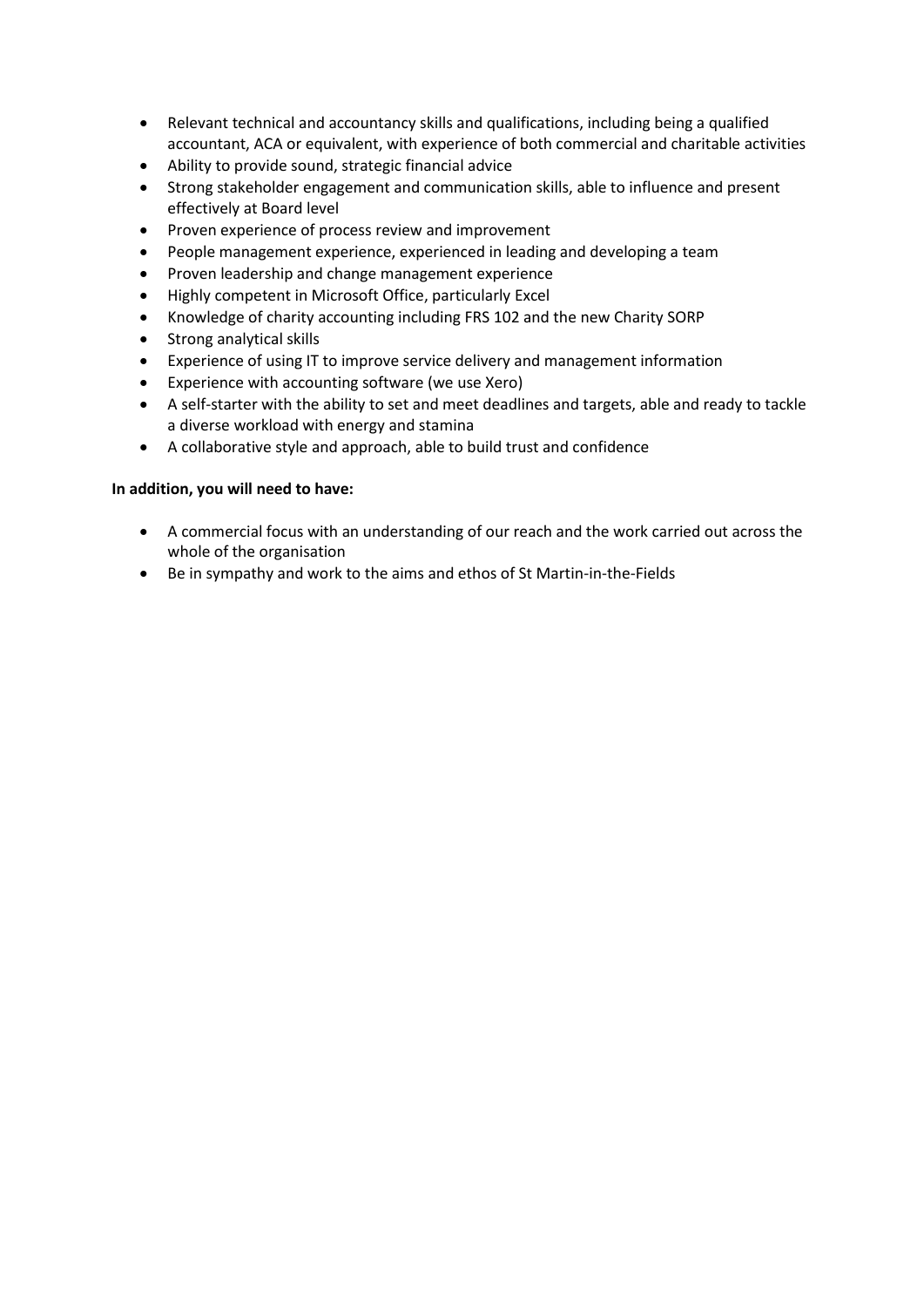- Relevant technical and accountancy skills and qualifications, including being a qualified accountant, ACA or equivalent, with experience of both commercial and charitable activities
- Ability to provide sound, strategic financial advice
- Strong stakeholder engagement and communication skills, able to influence and present effectively at Board level
- Proven experience of process review and improvement
- People management experience, experienced in leading and developing a team
- Proven leadership and change management experience
- Highly competent in Microsoft Office, particularly Excel
- Knowledge of charity accounting including FRS 102 and the new Charity SORP
- Strong analytical skills
- Experience of using IT to improve service delivery and management information
- Experience with accounting software (we use Xero)
- A self-starter with the ability to set and meet deadlines and targets, able and ready to tackle a diverse workload with energy and stamina
- A collaborative style and approach, able to build trust and confidence

**In addition, you will need to have:**

- A commercial focus with an understanding of our reach and the work carried out across the whole of the organisation
- Be in sympathy and work to the aims and ethos of St Martin-in-the-Fields